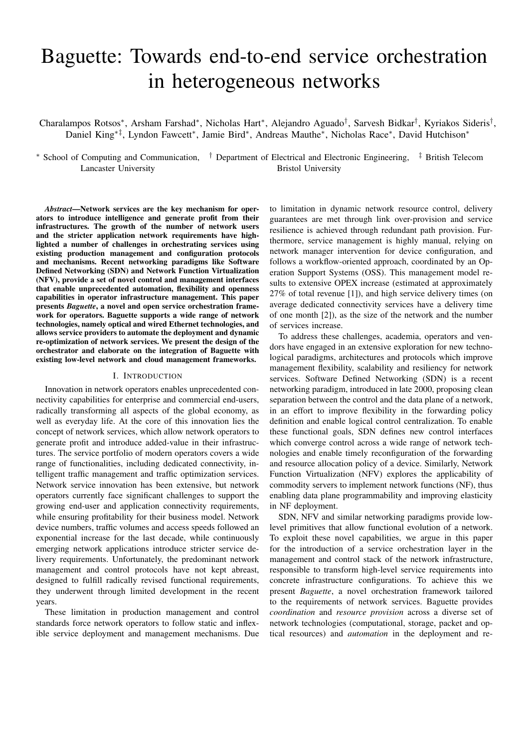# Baguette: Towards end-to-end service orchestration in heterogeneous networks

Charalampos Rotsos*, Arsham Farshad*, Nicholas Hart*, Alejandro Aguado†, Sarvesh Bidkar†, Kyriakos Sideris†, Daniel King*‡, Lyndon Fawcett*, Jamie Bird*, Andreas Mauthe*, Nicholas Race*, David Hutchison*

* School of Computing and Communication, Lancaster University † Department of Electrical and Electronic Engineering, Bristol University ‡ British Telecom

***Abstract*—Network services are the key mechanism for operators to introduce intelligence and generate profit from their infrastructures. The growth of the number of network users and the stricter application network requirements have highlighted a number of challenges in orchestrating services using existing production management and configuration protocols and mechanisms. Recent networking paradigms like Software Defined Networking (SDN) and Network Function Virtualization (NFV), provide a set of novel control and management interfaces that enable unprecedented automation, flexibility and openness capabilities in operator infrastructure management. This paper presents *Baguette*, a novel and open service orchestration framework for operators. Baguette supports a wide range of network technologies, namely optical and wired Ethernet technologies, and allows service providers to automate the deployment and dynamic re-optimization of network services. We present the design of the orchestrator and elaborate on the integration of Baguette with existing low-level network and cloud management frameworks.**

## I. Introduction

Innovation in network operators enables unprecedented connectivity capabilities for enterprise and commercial end-users, radically transforming all aspects of the global economy, as well as everyday life. At the core of this innovation lies the concept of network services, which allow network operators to generate profit and introduce added-value in their infrastructures. The service portfolio of modern operators covers a wide range of functionalities, including dedicated connectivity, intelligent traffic management and traffic optimization services. Network service innovation has been extensive, but network operators currently face significant challenges to support the growing end-user and application connectivity requirements, while ensuring profitability for their business model. Network device numbers, traffic volumes and access speeds followed an exponential increase for the last decade, while continuously emerging network applications introduce stricter service delivery requirements. Unfortunately, the predominant network management and control protocols have not kept abreast, designed to fulfill radically revised functional requirements, they underwent through limited development in the recent years.

These limitation in production management and control standards force network operators to follow static and inflexible service deployment and management mechanisms. Due to limitation in dynamic network resource control, delivery guarantees are met through link over-provision and service resilience is achieved through redundant path provision. Furthermore, service management is highly manual, relying on network manager intervention for device configuration, and follows a workflow-oriented approach, coordinated by an Operation Support Systems (OSS). This management model results to extensive OPEX increase (estimated at approximately 27% of total revenue [1]), and high service delivery times (on average dedicated connectivity services have a delivery time of one month [2]), as the size of the network and the number of services increase.

To address these challenges, academia, operators and vendors have engaged in an extensive exploration for new technological paradigms, architectures and protocols which improve management flexibility, scalability and resiliency for network services. Software Defined Networking (SDN) is a recent networking paradigm, introduced in late 2000, proposing clean separation between the control and the data plane of a network, in an effort to improve flexibility in the forwarding policy definition and enable logical control centralization. To enable these functional goals, SDN defines new control interfaces which converge control across a wide range of network technologies and enable timely reconfiguration of the forwarding and resource allocation policy of a device. Similarly, Network Function Virtualization (NFV) explores the applicability of commodity servers to implement network functions (NF), thus enabling data plane programmability and improving elasticity in NF deployment.

SDN, NFV and similar networking paradigms provide low-level primitives that allow functional evolution of a network. To exploit these novel capabilities, we argue in this paper for the introduction of a service orchestration layer in the management and control stack of the network infrastructure, responsible to transform high-level service requirements into concrete infrastructure configurations. To achieve this we present *Baguette*, a novel orchestration framework tailored to the requirements of network services. Baguette provides *coordination* and *resource provision* across a diverse set of network technologies (computational, storage, packet and optical resources) and *automation* in the deployment and re-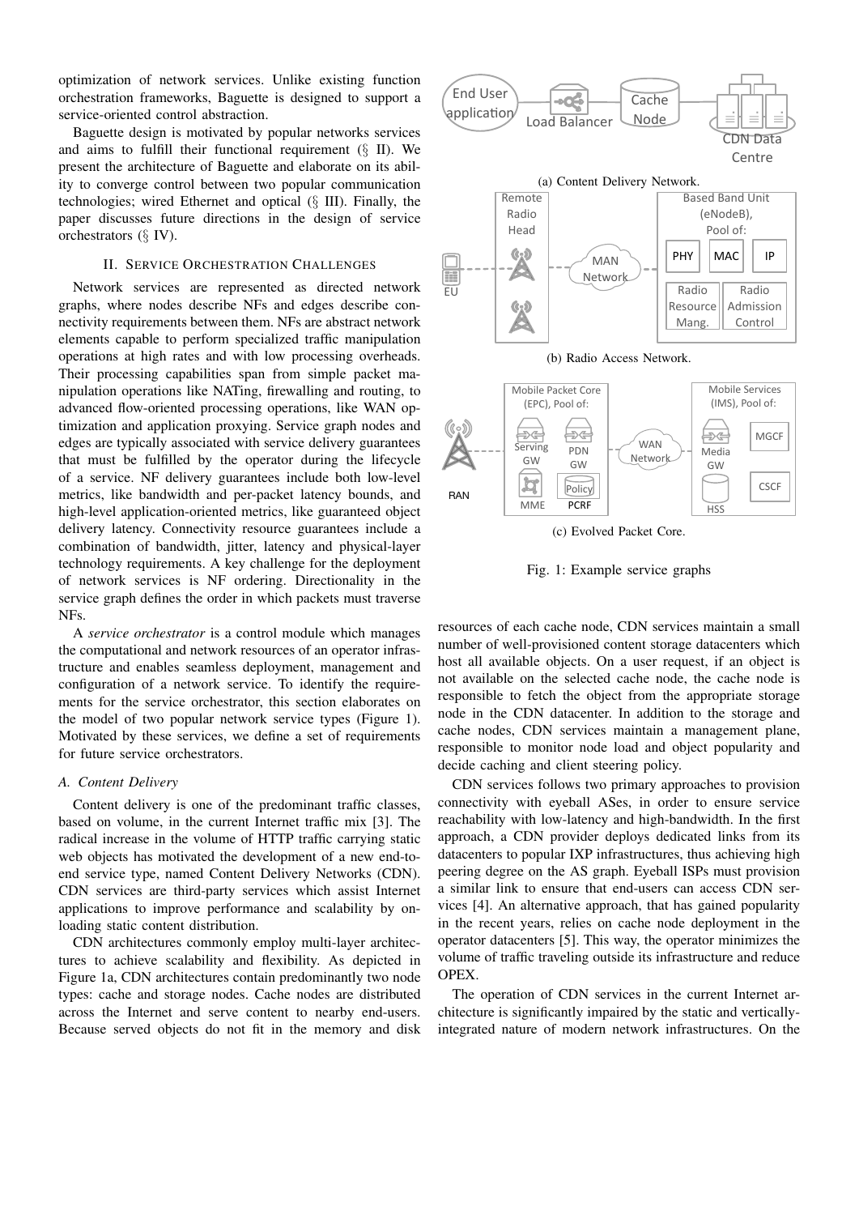optimization of network services. Unlike existing function orchestration frameworks, Baguette is designed to support a service-oriented control abstraction.

Baguette design is motivated by popular networks services and aims to fulfill their functional requirement (§ II). We present the architecture of Baguette and elaborate on its ability to converge control between two popular communication technologies; wired Ethernet and optical (§ III). Finally, the paper discusses future directions in the design of service orchestrators (§ IV).

## II. Service Orchestration Challenges

Network services are represented as directed network graphs, where nodes describe NFs and edges describe connectivity requirements between them. NFs are abstract network elements capable to perform specialized traffic manipulation operations at high rates and with low processing overheads. Their processing capabilities span from simple packet manipulation operations like NATing, firewalling and routing, to advanced flow-oriented processing operations, like WAN optimization and application proxying. Service graph nodes and edges are typically associated with service delivery guarantees that must be fulfilled by the operator during the lifecycle of a service. NF delivery guarantees include both low-level metrics, like bandwidth and per-packet latency bounds, and high-level application-oriented metrics, like guaranteed object delivery latency. Connectivity resource guarantees include a combination of bandwidth, jitter, latency and physical-layer technology requirements. A key challenge for the deployment of network services is NF ordering. Directionality in the service graph defines the order in which packets must traverse NFs.

A *service orchestrator* is a control module which manages the computational and network resources of an operator infrastructure and enables seamless deployment, management and configuration of a network service. To identify the requirements for the service orchestrator, this section elaborates on the model of two popular network service types (Figure 1). Motivated by these services, we define a set of requirements for future service orchestrators.

### A. Content Delivery

Content delivery is one of the predominant traffic classes, based on volume, in the current Internet traffic mix [3]. The radical increase in the volume of HTTP traffic carrying static web objects has motivated the development of a new end-to-end service type, named Content Delivery Networks (CDN). CDN services are third-party services which assist Internet applications to improve performance and scalability by onloading static content distribution.

CDN architectures commonly employ multi-layer architectures to achieve scalability and flexibility. As depicted in Figure 1a, CDN architectures contain predominantly two node types: cache and storage nodes. Cache nodes are distributed across the Internet and serve content to nearby end-users. Because served objects do not fit in the memory and disk resources of each cache node, CDN services maintain a small number of well-provisioned content storage datacenters which host all available objects. On a user request, if an object is not available on the selected cache node, the cache node is responsible to fetch the object from the appropriate storage node in the CDN datacenter. In addition to the storage and cache nodes, CDN services maintain a management plane, responsible to monitor node load and object popularity and decide caching and client steering policy.

(a) Content Delivery Network.

(b) Radio Access Network.

(c) Evolved Packet Core.

Fig. 1: Example service graphs

CDN services follows two primary approaches to provision connectivity with eyeball ASes, in order to ensure service reachability with low-latency and high-bandwidth. In the first approach, a CDN provider deploys dedicated links from its datacenters to popular IXP infrastructures, thus achieving high peering degree on the AS graph. Eyeball ISPs must provision a similar link to ensure that end-users can access CDN services [4]. An alternative approach, that has gained popularity in the recent years, relies on cache node deployment in the operator datacenters [5]. This way, the operator minimizes the volume of traffic traveling outside its infrastructure and reduce OPEX.

The operation of CDN services in the current Internet architecture is significantly impaired by the static and vertically-integrated nature of modern network infrastructures. On the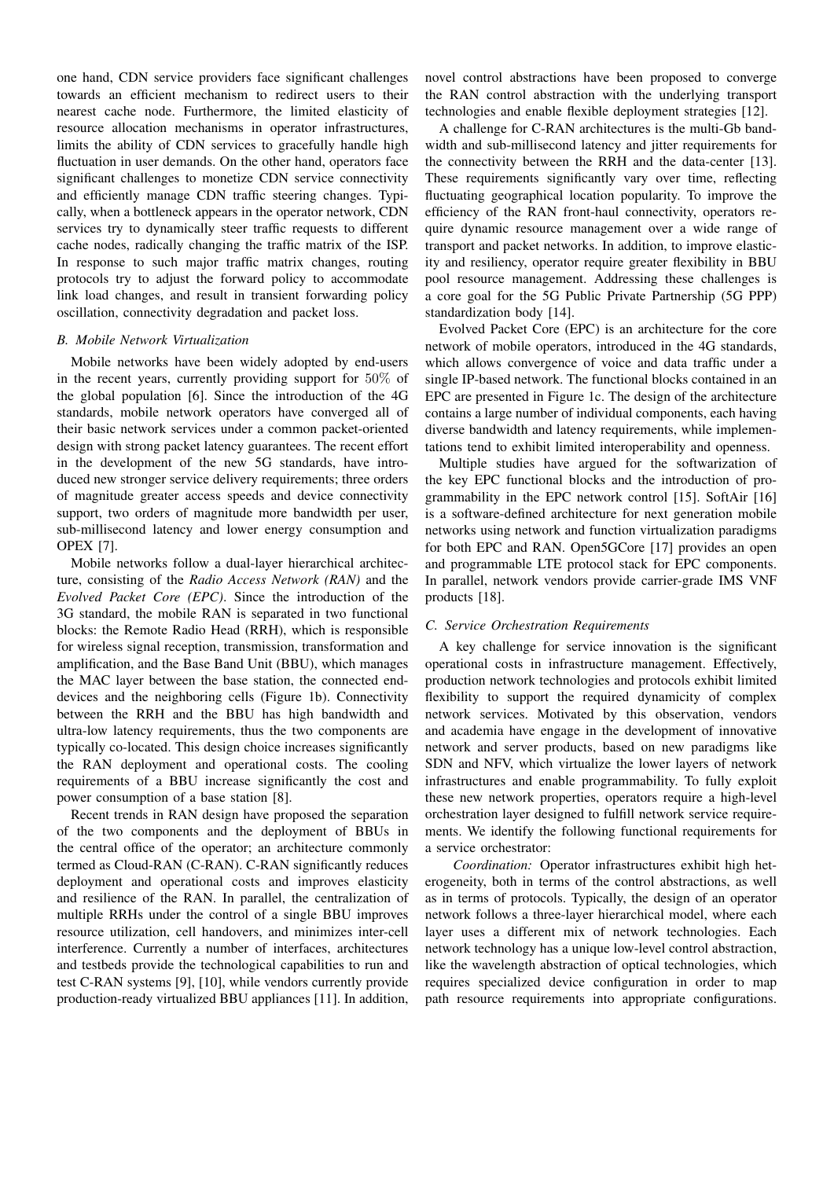one hand, CDN service providers face significant challenges towards an efficient mechanism to redirect users to their nearest cache node. Furthermore, the limited elasticity of resource allocation mechanisms in operator infrastructures, limits the ability of CDN services to gracefully handle high fluctuation in user demands. On the other hand, operators face significant challenges to monetize CDN service connectivity and efficiently manage CDN traffic steering changes. Typically, when a bottleneck appears in the operator network, CDN services try to dynamically steer traffic requests to different cache nodes, radically changing the traffic matrix of the ISP. In response to such major traffic matrix changes, routing protocols try to adjust the forward policy to accommodate link load changes, and result in transient forwarding policy oscillation, connectivity degradation and packet loss.

### *B. Mobile Network Virtualization*

Mobile networks have been widely adopted by end-users in the recent years, currently providing support for $50\%$ of the global population [6]. Since the introduction of the 4G standards, mobile network operators have converged all of their basic network services under a common packet-oriented design with strong packet latency guarantees. The recent effort in the development of the new 5G standards, have introduced new stronger service delivery requirements; three orders of magnitude greater access speeds and device connectivity support, two orders of magnitude more bandwidth per user, sub-millisecond latency and lower energy consumption and OPEX [7].

Mobile networks follow a dual-layer hierarchical architecture, consisting of the *Radio Access Network (RAN)* and the *Evolved Packet Core (EPC)*. Since the introduction of the 3G standard, the mobile RAN is separated in two functional blocks: the Remote Radio Head (RRH), which is responsible for wireless signal reception, transmission, transformation and amplification, and the Base Band Unit (BBU), which manages the MAC layer between the base station, the connected end-devices and the neighboring cells (Figure 1b). Connectivity between the RRH and the BBU has high bandwidth and ultra-low latency requirements, thus the two components are typically co-located. This design choice increases significantly the RAN deployment and operational costs. The cooling requirements of a BBU increase significantly the cost and power consumption of a base station [8].

Recent trends in RAN design have proposed the separation of the two components and the deployment of BBUs in the central office of the operator; an architecture commonly termed as Cloud-RAN (C-RAN). C-RAN significantly reduces deployment and operational costs and improves elasticity and resilience of the RAN. In parallel, the centralization of multiple RRHs under the control of a single BBU improves resource utilization, cell handovers, and minimizes inter-cell interference. Currently a number of interfaces, architectures and testbeds provide the technological capabilities to run and test C-RAN systems [9], [10], while vendors currently provide production-ready virtualized BBU appliances [11]. In addition, novel control abstractions have been proposed to converge the RAN control abstraction with the underlying transport technologies and enable flexible deployment strategies [12].

A challenge for C-RAN architectures is the multi-Gb bandwidth and sub-millisecond latency and jitter requirements for the connectivity between the RRH and the data-center [13]. These requirements significantly vary over time, reflecting fluctuating geographical location popularity. To improve the efficiency of the RAN front-haul connectivity, operators require dynamic resource management over a wide range of transport and packet networks. In addition, to improve elasticity and resiliency, operator require greater flexibility in BBU pool resource management. Addressing these challenges is a core goal for the 5G Public Private Partnership (5G PPP) standardization body [14].

Evolved Packet Core (EPC) is an architecture for the core network of mobile operators, introduced in the 4G standards, which allows convergence of voice and data traffic under a single IP-based network. The functional blocks contained in an EPC are presented in Figure 1c. The design of the architecture contains a large number of individual components, each having diverse bandwidth and latency requirements, while implementations tend to exhibit limited interoperability and openness.

Multiple studies have argued for the softwarization of the key EPC functional blocks and the introduction of programmability in the EPC network control [15]. SoftAir [16] is a software-defined architecture for next generation mobile networks using network and function virtualization paradigms for both EPC and RAN. Open5GCore [17] provides an open and programmable LTE protocol stack for EPC components. In parallel, network vendors provide carrier-grade IMS VNF products [18].

### *C. Service Orchestration Requirements*

A key challenge for service innovation is the significant operational costs in infrastructure management. Effectively, production network technologies and protocols exhibit limited flexibility to support the required dynamicity of complex network services. Motivated by this observation, vendors and academia have engage in the development of innovative network and server products, based on new paradigms like SDN and NFV, which virtualize the lower layers of network infrastructures and enable programmability. To fully exploit these new network properties, operators require a high-level orchestration layer designed to fulfill network service requirements. We identify the following functional requirements for a service orchestrator:

*Coordination:* Operator infrastructures exhibit high heterogeneity, both in terms of the control abstractions, as well as in terms of protocols. Typically, the design of an operator network follows a three-layer hierarchical model, where each layer uses a different mix of network technologies. Each network technology has a unique low-level control abstraction, like the wavelength abstraction of optical technologies, which requires specialized device configuration in order to map path resource requirements into appropriate configurations.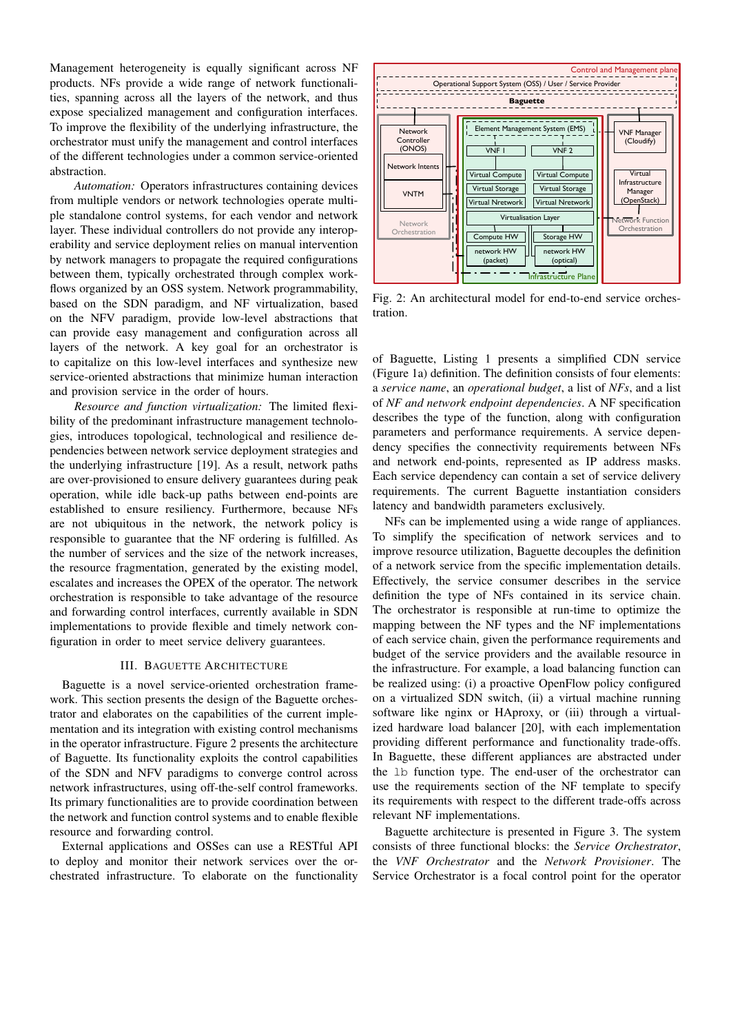Management heterogeneity is equally significant across NF products. NFs provide a wide range of network functionalities, spanning across all the layers of the network, and thus expose specialized management and configuration interfaces. To improve the flexibility of the underlying infrastructure, the orchestrator must unify the management and control interfaces of the different technologies under a common service-oriented abstraction.

*Automation:* Operators infrastructures containing devices from multiple vendors or network technologies operate multiple standalone control systems, for each vendor and network layer. These individual controllers do not provide any interoperability and service deployment relies on manual intervention by network managers to propagate the required configurations between them, typically orchestrated through complex workflows organized by an OSS system. Network programmability, based on the SDN paradigm, and NF virtualization, based on the NFV paradigm, provide low-level abstractions that can provide easy management and configuration across all layers of the network. A key goal for an orchestrator is to capitalize on this low-level interfaces and synthesize new service-oriented abstractions that minimize human interaction and provision service in the order of hours.

*Resource and function virtualization:* The limited flexibility of the predominant infrastructure management technologies, introduces topological, technological and resilience dependencies between network service deployment strategies and the underlying infrastructure [19]. As a result, network paths are over-provisioned to ensure delivery guarantees during peak operation, while idle back-up paths between end-points are established to ensure resiliency. Furthermore, because NFs are not ubiquitous in the network, the network policy is responsible to guarantee that the NF ordering is fulfilled. As the number of services and the size of the network increases, the resource fragmentation, generated by the existing model, escalates and increases the OPEX of the operator. The network orchestration is responsible to take advantage of the resource and forwarding control interfaces, currently available in SDN implementations to provide flexible and timely network configuration in order to meet service delivery guarantees.

## III. Baguette Architecture

Baguette is a novel service-oriented orchestration framework. This section presents the design of the Baguette orchestrator and elaborates on the capabilities of the current implementation and its integration with existing control mechanisms in the operator infrastructure. Figure 2 presents the architecture of Baguette. Its functionality exploits the control capabilities of the SDN and NFV paradigms to converge control across network infrastructures, using off-the-self control frameworks. Its primary functionalities are to provide coordination between the network and function control systems and to enable flexible resource and forwarding control.

External applications and OSSes can use a RESTful API to deploy and monitor their network services over the orchestrated infrastructure. To elaborate on the functionality

Fig. 2: An architectural model for end-to-end service orchestration.

of Baguette, Listing 1 presents a simplified CDN service (Figure 1a) definition. The definition consists of four elements: a *service name*, an *operational budget*, a list of *NFs*, and a list of *NF and network endpoint dependencies*. A NF specification describes the type of the function, along with configuration parameters and performance requirements. A service dependency specifies the connectivity requirements between NFs and network end-points, represented as IP address masks. Each service dependency can contain a set of service delivery requirements. The current Baguette instantiation considers latency and bandwidth parameters exclusively.

NFs can be implemented using a wide range of appliances. To simplify the specification of network services and to improve resource utilization, Baguette decouples the definition of a network service from the specific implementation details. Effectively, the service consumer describes in the service definition the type of NFs contained in its service chain. The orchestrator is responsible at run-time to optimize the mapping between the NF types and the NF implementations of each service chain, given the performance requirements and budget of the service providers and the available resource in the infrastructure. For example, a load balancing function can be realized using: (i) a proactive OpenFlow policy configured on a virtualized SDN switch, (ii) a virtual machine running software like nginx or HAproxy, or (iii) through a virtualized hardware load balancer [20], with each implementation providing different performance and functionality trade-offs. In Baguette, these different appliances are abstracted under the `lb` function type. The end-user of the orchestrator can use the requirements section of the NF template to specify its requirements with respect to the different trade-offs across relevant NF implementations.

Baguette architecture is presented in Figure 3. The system consists of three functional blocks: the *Service Orchestrator*, the *VNF Orchestrator* and the *Network Provisioner*. The Service Orchestrator is a focal control point for the operator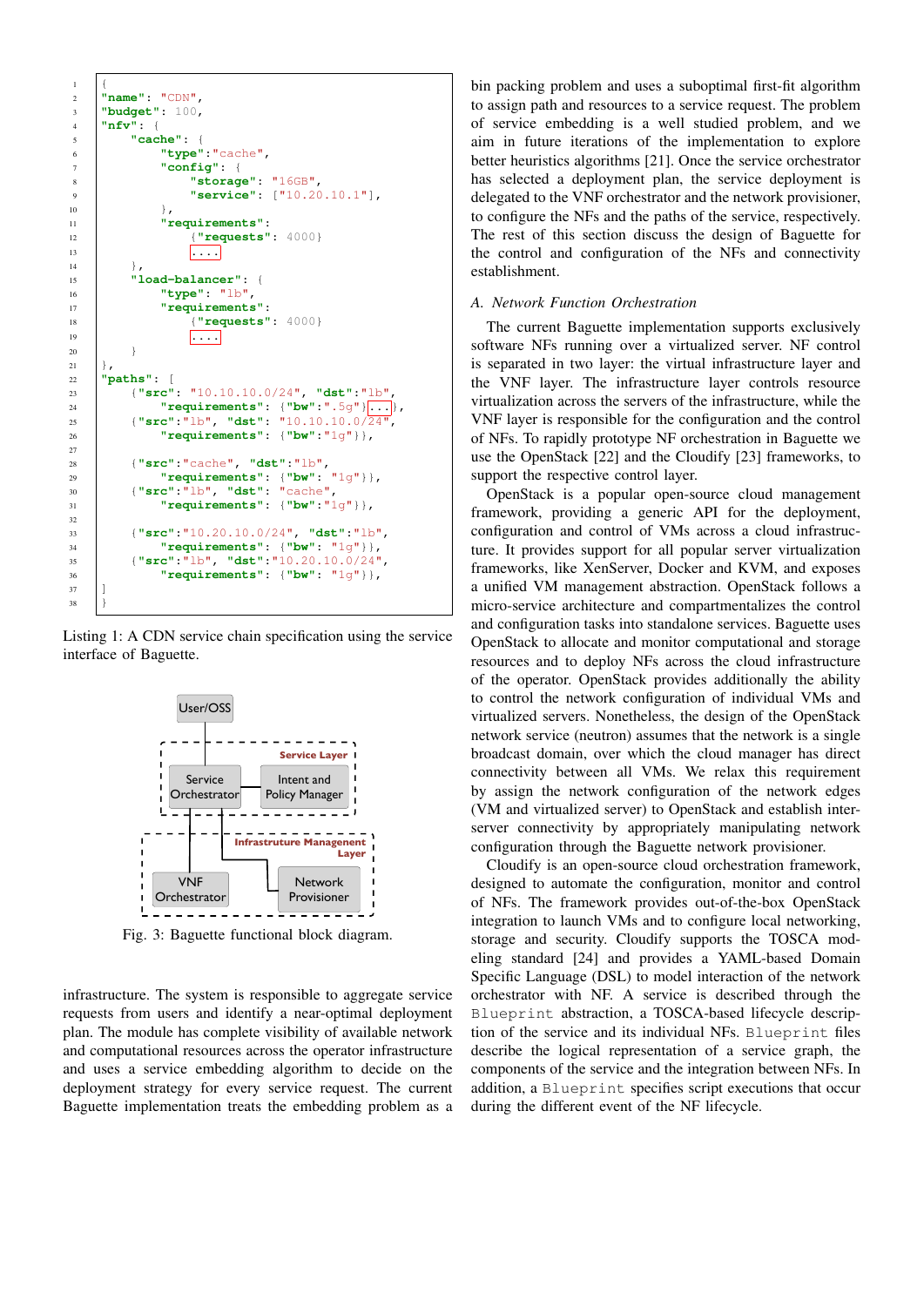```
{
"name": "CDN",
"budget": 100,
"nfv": {
    "cache": {
        "type":"cache",
        "config": {
            "storage": "16GB",
            "service": ["10.20.10.1"],
        },
        "requirements":
            {"requests": 4000}
            ....
    },
    "load-balancer": {
        "type": "lb",
        "requirements":
            {"requests": 4000}
            ....
    }
},
"paths": [
    {"src": "10.10.10.0/24", "dst":"lb",
        "requirements": {"bw":".5g"}...},
    {"src":"lb", "dst": "10.10.10.0/24",
        "requirements": {"bw":"1g"}},

    {"src":"cache", "dst":"lb",
        "requirements": {"bw": "1g"}},
    {"src":"lb", "dst": "cache",
        "requirements": {"bw":"1g"}},

    {"src":"10.20.10.0/24", "dst":"lb",
        "requirements": {"bw": "1g"}},
    {"src":"lb", "dst":"10.20.10.0/24",
        "requirements": {"bw": "1g"}},
]
}
```

Listing 1: A CDN service chain specification using the service interface of Baguette.

Fig. 3: Baguette functional block diagram.

infrastructure. The system is responsible to aggregate service requests from users and identify a near-optimal deployment plan. The module has complete visibility of available network and computational resources across the operator infrastructure and uses a service embedding algorithm to decide on the deployment strategy for every service request. The current Baguette implementation treats the embedding problem as a bin packing problem and uses a suboptimal first-fit algorithm to assign path and resources to a service request. The problem of service embedding is a well studied problem, and we aim in future iterations of the implementation to explore better heuristics algorithms [21]. Once the service orchestrator has selected a deployment plan, the service deployment is delegated to the VNF orchestrator and the network provisioner, to configure the NFs and the paths of the service, respectively. The rest of this section discuss the design of Baguette for the control and configuration of the NFs and connectivity establishment.

### A. Network Function Orchestration

The current Baguette implementation supports exclusively software NFs running over a virtualized server. NF control is separated in two layer: the virtual infrastructure layer and the VNF layer. The infrastructure layer controls resource virtualization across the servers of the infrastructure, while the VNF layer is responsible for the configuration and the control of NFs. To rapidly prototype NF orchestration in Baguette we use the OpenStack [22] and the Cloudify [23] frameworks, to support the respective control layer.

OpenStack is a popular open-source cloud management framework, providing a generic API for the deployment, configuration and control of VMs across a cloud infrastructure. It provides support for all popular server virtualization frameworks, like XenServer, Docker and KVM, and exposes a unified VM management abstraction. OpenStack follows a micro-service architecture and compartmentalizes the control and configuration tasks into standalone services. Baguette uses OpenStack to allocate and monitor computational and storage resources and to deploy NFs across the cloud infrastructure of the operator. OpenStack provides additionally the ability to control the network configuration of individual VMs and virtualized servers. Nonetheless, the design of the OpenStack network service (neutron) assumes that the network is a single broadcast domain, over which the cloud manager has direct connectivity between all VMs. We relax this requirement by assign the network configuration of the network edges (VM and virtualized server) to OpenStack and establish inter-server connectivity by appropriately manipulating network configuration through the Baguette network provisioner.

Cloudify is an open-source cloud orchestration framework, designed to automate the configuration, monitor and control of NFs. The framework provides out-of-the-box OpenStack integration to launch VMs and to configure local networking, storage and security. Cloudify supports the TOSCA modeling standard [24] and provides a YAML-based Domain Specific Language (DSL) to model interaction of the network orchestrator with NF. A service is described through the `Blueprint` abstraction, a TOSCA-based lifecycle description of the service and its individual NFs. `Blueprint` files describe the logical representation of a service graph, the components of the service and the integration between NFs. In addition, a `Blueprint` specifies script executions that occur during the different event of the NF lifecycle.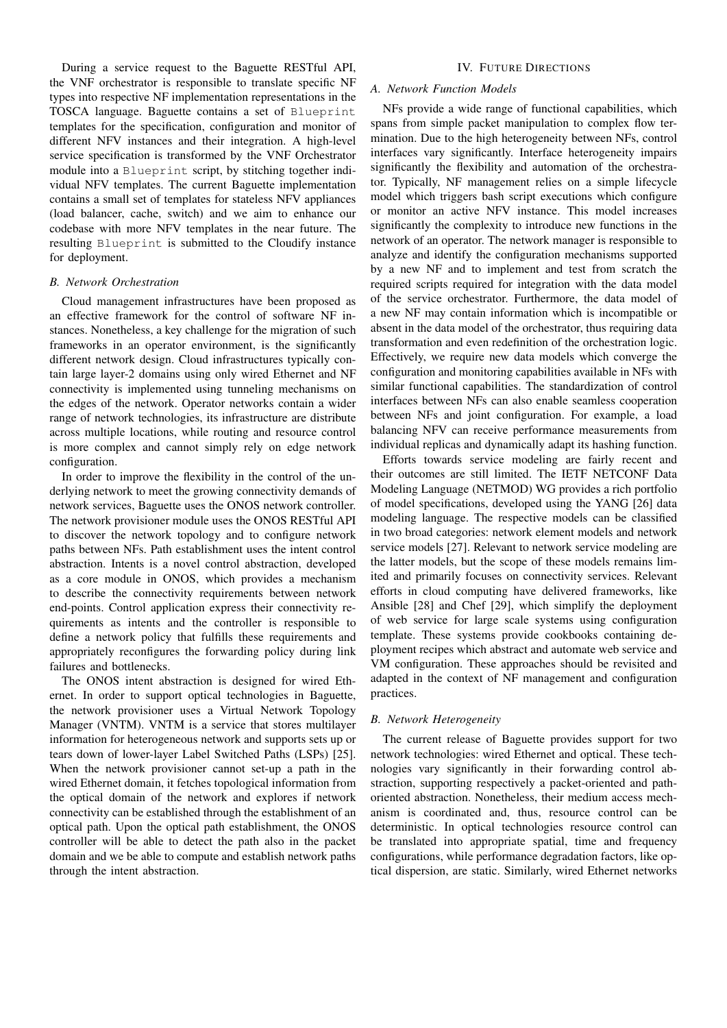During a service request to the Baguette RESTful API, the VNF orchestrator is responsible to translate specific NF types into respective NF implementation representations in the TOSCA language. Baguette contains a set of Blueprint templates for the specification, configuration and monitor of different NFV instances and their integration. A high-level service specification is transformed by the VNF Orchestrator module into a Blueprint script, by stitching together individual NFV templates. The current Baguette implementation contains a small set of templates for stateless NFV appliances (load balancer, cache, switch) and we aim to enhance our codebase with more NFV templates in the near future. The resulting Blueprint is submitted to the Cloudify instance for deployment.

### *B. Network Orchestration*

Cloud management infrastructures have been proposed as an effective framework for the control of software NF instances. Nonetheless, a key challenge for the migration of such frameworks in an operator environment, is the significantly different network design. Cloud infrastructures typically contain large layer-2 domains using only wired Ethernet and NF connectivity is implemented using tunneling mechanisms on the edges of the network. Operator networks contain a wider range of network technologies, its infrastructure are distribute across multiple locations, while routing and resource control is more complex and cannot simply rely on edge network configuration.

In order to improve the flexibility in the control of the underlying network to meet the growing connectivity demands of network services, Baguette uses the ONOS network controller. The network provisioner module uses the ONOS RESTful API to discover the network topology and to configure network paths between NFs. Path establishment uses the intent control abstraction. Intents is a novel control abstraction, developed as a core module in ONOS, which provides a mechanism to describe the connectivity requirements between network end-points. Control application express their connectivity requirements as intents and the controller is responsible to define a network policy that fulfills these requirements and appropriately reconfigures the forwarding policy during link failures and bottlenecks.

The ONOS intent abstraction is designed for wired Ethernet. In order to support optical technologies in Baguette, the network provisioner uses a Virtual Network Topology Manager (VNTM). VNTM is a service that stores multilayer information for heterogeneous network and supports sets up or tears down of lower-layer Label Switched Paths (LSPs) [25]. When the network provisioner cannot set-up a path in the wired Ethernet domain, it fetches topological information from the optical domain of the network and explores if network connectivity can be established through the establishment of an optical path. Upon the optical path establishment, the ONOS controller will be able to detect the path also in the packet domain and we be able to compute and establish network paths through the intent abstraction.

## IV. Future Directions

### *A. Network Function Models*

NFs provide a wide range of functional capabilities, which spans from simple packet manipulation to complex flow termination. Due to the high heterogeneity between NFs, control interfaces vary significantly. Interface heterogeneity impairs significantly the flexibility and automation of the orchestrator. Typically, NF management relies on a simple lifecycle model which triggers bash script executions which configure or monitor an active NFV instance. This model increases significantly the complexity to introduce new functions in the network of an operator. The network manager is responsible to analyze and identify the configuration mechanisms supported by a new NF and to implement and test from scratch the required scripts required for integration with the data model of the service orchestrator. Furthermore, the data model of a new NF may contain information which is incompatible or absent in the data model of the orchestrator, thus requiring data transformation and even redefinition of the orchestration logic. Effectively, we require new data models which converge the configuration and monitoring capabilities available in NFs with similar functional capabilities. The standardization of control interfaces between NFs can also enable seamless cooperation between NFs and joint configuration. For example, a load balancing NFV can receive performance measurements from individual replicas and dynamically adapt its hashing function.

Efforts towards service modeling are fairly recent and their outcomes are still limited. The IETF NETCONF Data Modeling Language (NETMOD) WG provides a rich portfolio of model specifications, developed using the YANG [26] data modeling language. The respective models can be classified in two broad categories: network element models and network service models [27]. Relevant to network service modeling are the latter models, but the scope of these models remains limited and primarily focuses on connectivity services. Relevant efforts in cloud computing have delivered frameworks, like Ansible [28] and Chef [29], which simplify the deployment of web service for large scale systems using configuration template. These systems provide cookbooks containing deployment recipes which abstract and automate web service and VM configuration. These approaches should be revisited and adapted in the context of NF management and configuration practices.

### *B. Network Heterogeneity*

The current release of Baguette provides support for two network technologies: wired Ethernet and optical. These technologies vary significantly in their forwarding control abstraction, supporting respectively a packet-oriented and path-oriented abstraction. Nonetheless, their medium access mechanism is coordinated and, thus, resource control can be deterministic. In optical technologies resource control can be translated into appropriate spatial, time and frequency configurations, while performance degradation factors, like optical dispersion, are static. Similarly, wired Ethernet networks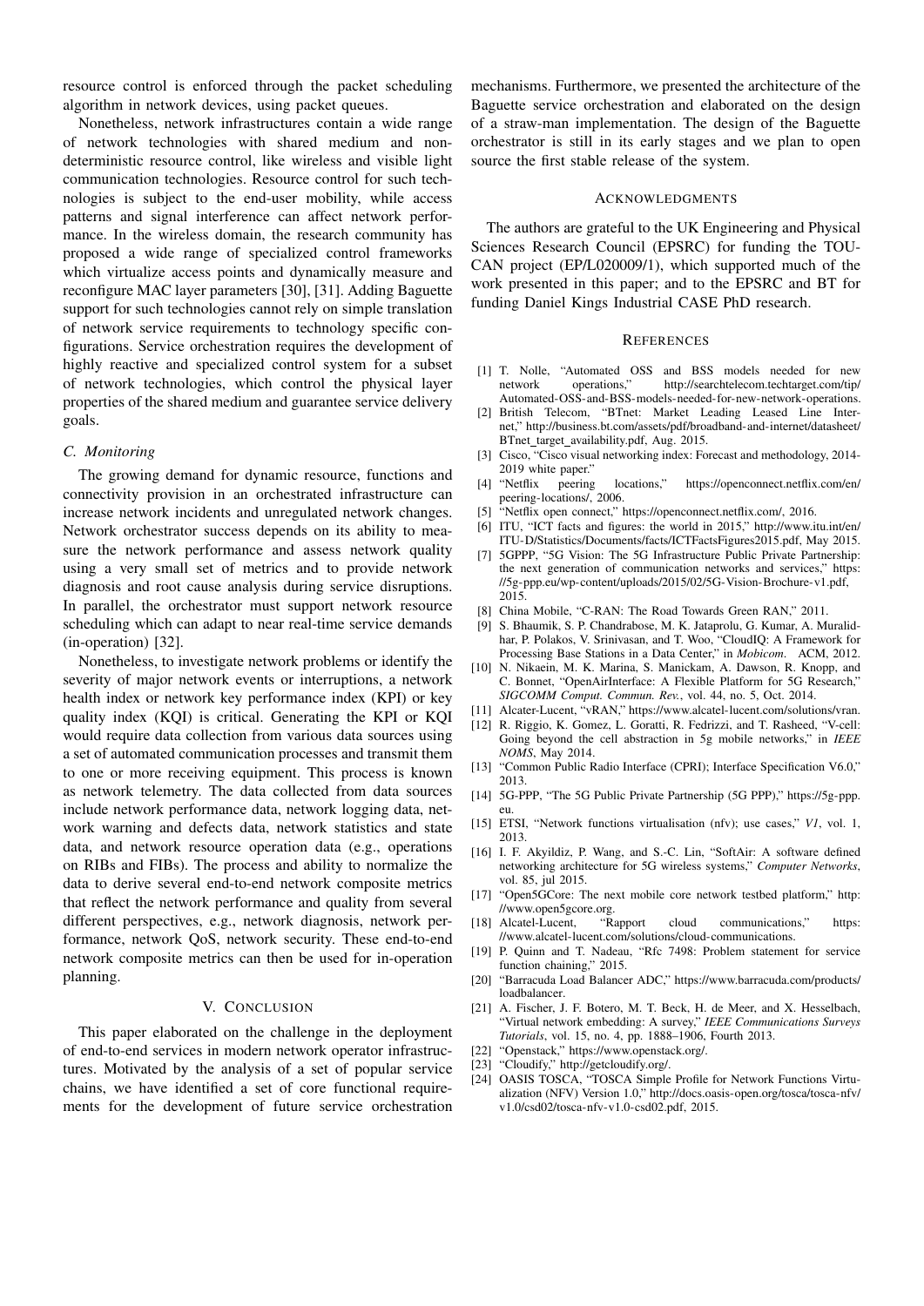resource control is enforced through the packet scheduling algorithm in network devices, using packet queues.

Nonetheless, network infrastructures contain a wide range of network technologies with shared medium and nondeterministic resource control, like wireless and visible light communication technologies. Resource control for such technologies is subject to the end-user mobility, while access patterns and signal interference can affect network performance. In the wireless domain, the research community has proposed a wide range of specialized control frameworks which virtualize access points and dynamically measure and reconfigure MAC layer parameters [30], [31]. Adding Baguette support for such technologies cannot rely on simple translation of network service requirements to technology specific configurations. Service orchestration requires the development of highly reactive and specialized control system for a subset of network technologies, which control the physical layer properties of the shared medium and guarantee service delivery goals.

### *C. Monitoring*

The growing demand for dynamic resource, functions and connectivity provision in an orchestrated infrastructure can increase network incidents and unregulated network changes. Network orchestrator success depends on its ability to measure the network performance and assess network quality using a very small set of metrics and to provide network diagnosis and root cause analysis during service disruptions. In parallel, the orchestrator must support network resource scheduling which can adapt to near real-time service demands (in-operation) [32].

Nonetheless, to investigate network problems or identify the severity of major network events or interruptions, a network health index or network key performance index (KPI) or key quality index (KQI) is critical. Generating the KPI or KQI would require data collection from various data sources using a set of automated communication processes and transmit them to one or more receiving equipment. This process is known as network telemetry. The data collected from data sources include network performance data, network logging data, network warning and defects data, network statistics and state data, and network resource operation data (e.g., operations on RIBs and FIBs). The process and ability to normalize the data to derive several end-to-end network composite metrics that reflect the network performance and quality from several different perspectives, e.g., network diagnosis, network performance, network QoS, network security. These end-to-end network composite metrics can then be used for in-operation planning.

## V. Conclusion

This paper elaborated on the challenge in the deployment of end-to-end services in modern network operator infrastructures. Motivated by the analysis of a set of popular service chains, we have identified a set of core functional requirements for the development of future service orchestration mechanisms. Furthermore, we presented the architecture of the Baguette service orchestration and elaborated on the design of a straw-man implementation. The design of the Baguette orchestrator is still in its early stages and we plan to open source the first stable release of the system.

## Acknowledgments

The authors are grateful to the UK Engineering and Physical Sciences Research Council (EPSRC) for funding the TOUCAN project (EP/L020009/1), which supported much of the work presented in this paper; and to the EPSRC and BT for funding Daniel Kings Industrial CASE PhD research.

## References

[1] T. Nolle, "Automated OSS and BSS models needed for new network operations," http://searchtelecom.techtarget.com/tip/Automated-OSS-and-BSS-models-needed-for-new-network-operations.

[2] British Telecom, "BTnet: Market Leading Leased Line Internet," http://business.bt.com/assets/pdf/broadband-and-internet/datasheet/BTnet_target_availability.pdf, Aug. 2015.

[3] Cisco, "Cisco visual networking index: Forecast and methodology, 2014-2019 white paper."

[4] "Netflix peering locations," https://openconnect.netflix.com/en/peering-locations/, 2006.

[5] "Netflix open connect," https://openconnect.netflix.com/, 2016.

[6] ITU, "ICT facts and figures: the world in 2015," http://www.itu.int/en/ITU-D/Statistics/Documents/facts/ICTFactsFigures2015.pdf, May 2015.

[7] 5GPPP, "5G Vision: The 5G Infrastructure Public Private Partnership: the next generation of communication networks and services," https://5g-ppp.eu/wp-content/uploads/2015/02/5G-Vision-Brochure-v1.pdf, 2015.

[8] China Mobile, "C-RAN: The Road Towards Green RAN," 2011.

[9] S. Bhaumik, S. P. Chandrabose, M. K. Jataprolu, G. Kumar, A. Muralidhar, P. Polakos, V. Srinivasan, and T. Woo, "CloudIQ: A Framework for Processing Base Stations in a Data Center," in *Mobicom*. ACM, 2012.

[10] N. Nikaein, M. K. Marina, S. Manickam, A. Dawson, R. Knopp, and C. Bonnet, "OpenAirInterface: A Flexible Platform for 5G Research," *SIGCOMM Comput. Commun. Rev.*, vol. 44, no. 5, Oct. 2014.

[11] Alcatel-Lucent, "vRAN," https://www.alcatel-lucent.com/solutions/vran.

[12] R. Riggio, K. Gomez, L. Goratti, R. Fedrizzi, and T. Rasheed, "V-cell: Going beyond the cell abstraction in 5g mobile networks," in *IEEE NOMS*, May 2014.

[13] "Common Public Radio Interface (CPRI); Interface Specification V6.0," 2013.

[14] 5G-PPP, "The 5G Public Private Partnership (5G PPP)," https://5g-ppp.eu.

[15] ETSI, "Network functions virtualisation (nfv); use cases," *V1*, vol. 1, 2013.

[16] I. F. Akyildiz, P. Wang, and S.-C. Lin, "SoftAir: A software defined networking architecture for 5G wireless systems," *Computer Networks*, vol. 85, jul 2015.

[17] "Open5GCore: The next mobile core network testbed platform," http://www.open5gcore.org.

[18] Alcatel-Lucent, "Rapport cloud communications," https://www.alcatel-lucent.com/solutions/cloud-communications.

[19] P. Quinn and T. Nadeau, "Rfc 7498: Problem statement for service function chaining," 2015.

[20] "Barracuda Load Balancer ADC," https://www.barracuda.com/products/loadbalancer.

[21] A. Fischer, J. F. Botero, M. T. Beck, H. de Meer, and X. Hesselbach, "Virtual network embedding: A survey," *IEEE Communications Surveys Tutorials*, vol. 15, no. 4, pp. 1888–1906, Fourth 2013.

[22] "Openstack," https://www.openstack.org/.

[23] "Cloudify," http://getcloudify.org/.

[24] OASIS TOSCA, "TOSCA Simple Profile for Network Functions Virtualization (NFV) Version 1.0," http://docs.oasis-open.org/tosca/tosca-nfv/v1.0/csd02/tosca-nfv-v1.0-csd02.pdf, 2015.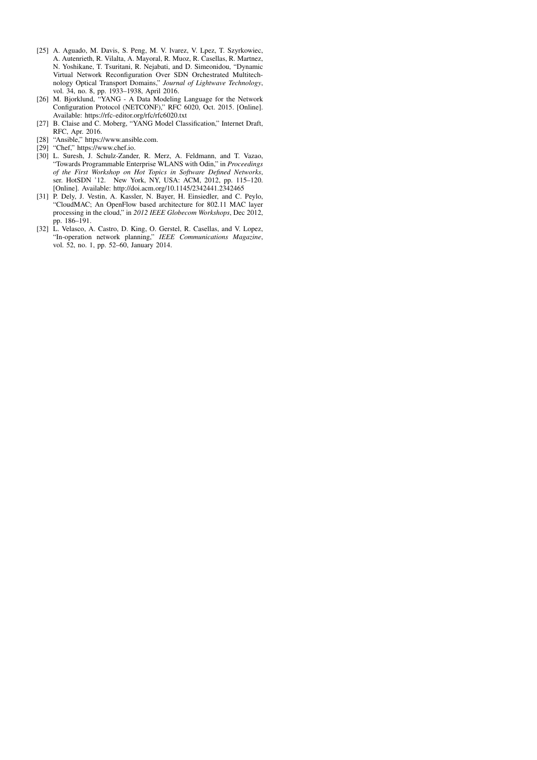[25] A. Aguado, M. Davis, S. Peng, M. V. lvarez, V. Lpez, T. Szyrkowiec, A. Autenrieth, R. Vilalta, A. Mayoral, R. Muoz, R. Casellas, R. Martnez, N. Yoshikane, T. Tsuritani, R. Nejabati, and D. Simeonidou, "Dynamic Virtual Network Reconfiguration Over SDN Orchestrated Multitechnology Optical Transport Domains," *Journal of Lightwave Technology*, vol. 34, no. 8, pp. 1933–1938, April 2016.

[26] M. Bjorklund, "YANG - A Data Modeling Language for the Network Configuration Protocol (NETCONF)," RFC 6020, Oct. 2015. [Online]. Available: https://rfc-editor.org/rfc/rfc6020.txt

[27] B. Claise and C. Moberg, "YANG Model Classification," Internet Draft, RFC, Apr. 2016.

[28] "Ansible," https://www.ansible.com.

[29] "Chef," https://www.chef.io.

[30] L. Suresh, J. Schulz-Zander, R. Merz, A. Feldmann, and T. Vazao, "Towards Programmable Enterprise WLANS with Odin," in *Proceedings of the First Workshop on Hot Topics in Software Defined Networks*, ser. HotSDN '12. New York, NY, USA: ACM, 2012, pp. 115–120. [Online]. Available: http://doi.acm.org/10.1145/2342441.2342465

[31] P. Dely, J. Vestin, A. Kassler, N. Bayer, H. Einsiedler, and C. Peylo, "CloudMAC; An OpenFlow based architecture for 802.11 MAC layer processing in the cloud," in *2012 IEEE Globecom Workshops*, Dec 2012, pp. 186–191.

[32] L. Velasco, A. Castro, D. King, O. Gerstel, R. Casellas, and V. Lopez, "In-operation network planning," *IEEE Communications Magazine*, vol. 52, no. 1, pp. 52–60, January 2014.